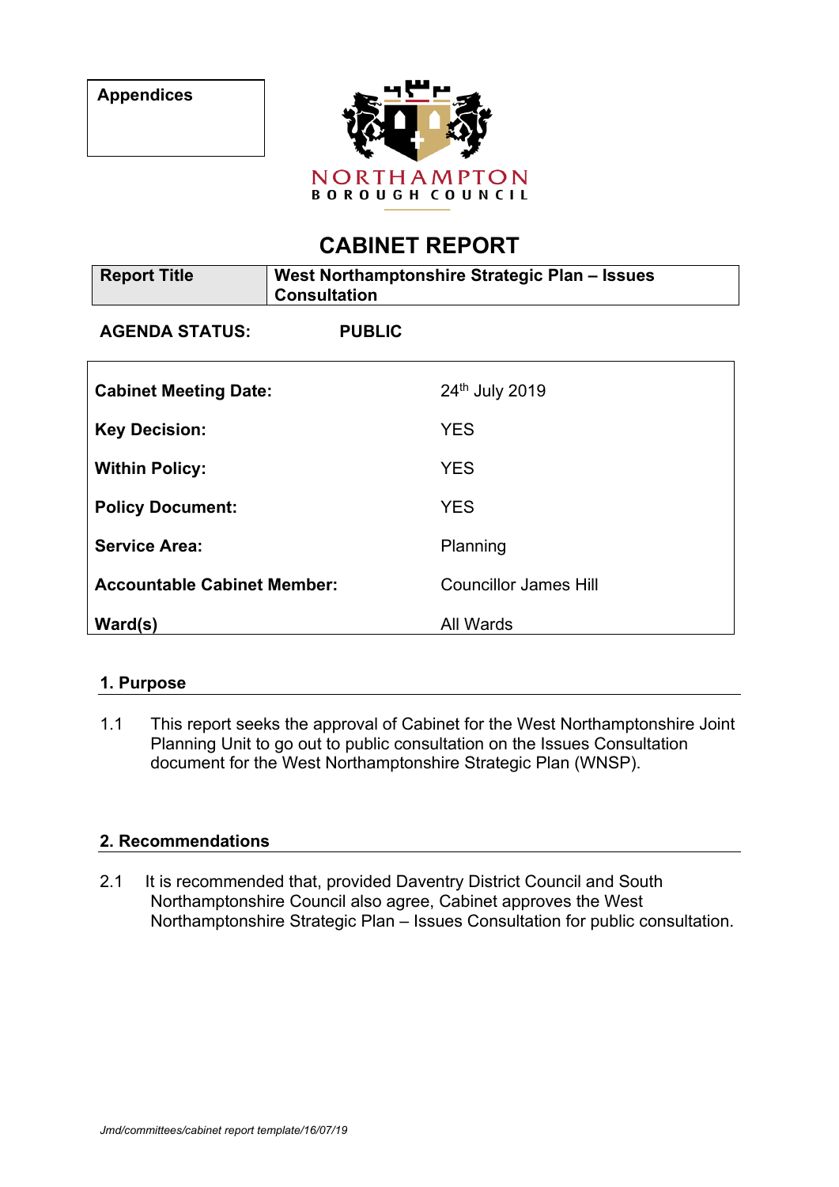| Appendices |
| --- |
| |

NORTHAMPTON
BOROUGH COUNCIL

# CABINET REPORT

| Report Title | West Northamptonshire Strategic Plan – Issues Consultation |
| --- | --- |

**AGENDA STATUS:** **PUBLIC**

| | |
| --- | --- |
| **Cabinet Meeting Date:** | 24th July 2019 |
| **Key Decision:** | YES |
| **Within Policy:** | YES |
| **Policy Document:** | YES |
| **Service Area:** | Planning |
| **Accountable Cabinet Member:** | Councillor James Hill |
| **Ward(s)** | All Wards |

## 1. Purpose

1.1 This report seeks the approval of Cabinet for the West Northamptonshire Joint Planning Unit to go out to public consultation on the Issues Consultation document for the West Northamptonshire Strategic Plan (WNSP).

## 2. Recommendations

2.1 It is recommended that, provided Daventry District Council and South Northamptonshire Council also agree, Cabinet approves the West Northamptonshire Strategic Plan – Issues Consultation for public consultation.

*Jmd/committees/cabinet report template/16/07/19*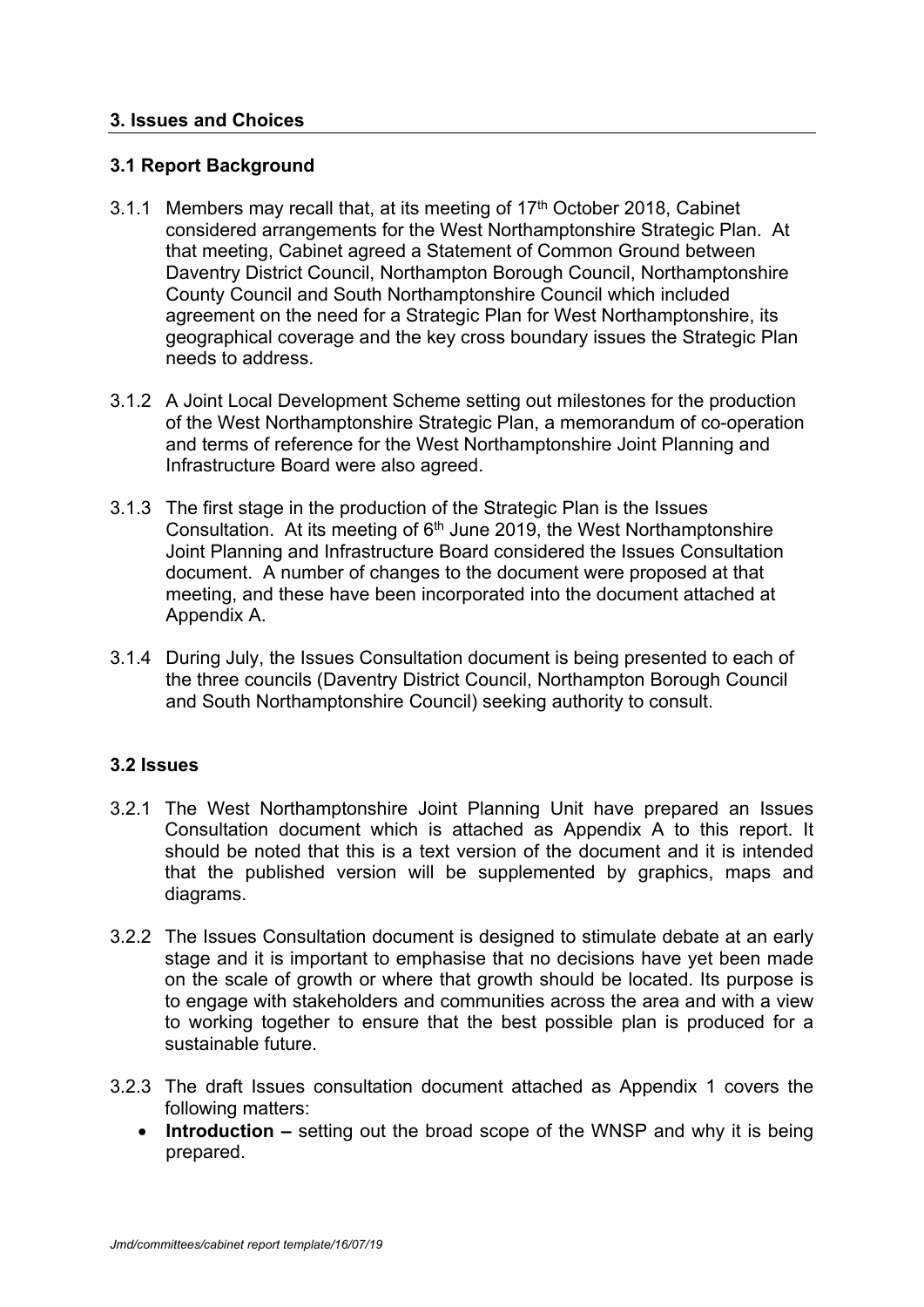## 3. Issues and Choices

### 3.1 Report Background

3.1.1 Members may recall that, at its meeting of 17th October 2018, Cabinet considered arrangements for the West Northamptonshire Strategic Plan. At that meeting, Cabinet agreed a Statement of Common Ground between Daventry District Council, Northampton Borough Council, Northamptonshire County Council and South Northamptonshire Council which included agreement on the need for a Strategic Plan for West Northamptonshire, its geographical coverage and the key cross boundary issues the Strategic Plan needs to address.

3.1.2 A Joint Local Development Scheme setting out milestones for the production of the West Northamptonshire Strategic Plan, a memorandum of co-operation and terms of reference for the West Northamptonshire Joint Planning and Infrastructure Board were also agreed.

3.1.3 The first stage in the production of the Strategic Plan is the Issues Consultation. At its meeting of 6th June 2019, the West Northamptonshire Joint Planning and Infrastructure Board considered the Issues Consultation document. A number of changes to the document were proposed at that meeting, and these have been incorporated into the document attached at Appendix A.

3.1.4 During July, the Issues Consultation document is being presented to each of the three councils (Daventry District Council, Northampton Borough Council and South Northamptonshire Council) seeking authority to consult.

### 3.2 Issues

3.2.1 The West Northamptonshire Joint Planning Unit have prepared an Issues Consultation document which is attached as Appendix A to this report. It should be noted that this is a text version of the document and it is intended that the published version will be supplemented by graphics, maps and diagrams.

3.2.2 The Issues Consultation document is designed to stimulate debate at an early stage and it is important to emphasise that no decisions have yet been made on the scale of growth or where that growth should be located. Its purpose is to engage with stakeholders and communities across the area and with a view to working together to ensure that the best possible plan is produced for a sustainable future.

3.2.3 The draft Issues consultation document attached as Appendix 1 covers the following matters:

- **Introduction –** setting out the broad scope of the WNSP and why it is being prepared.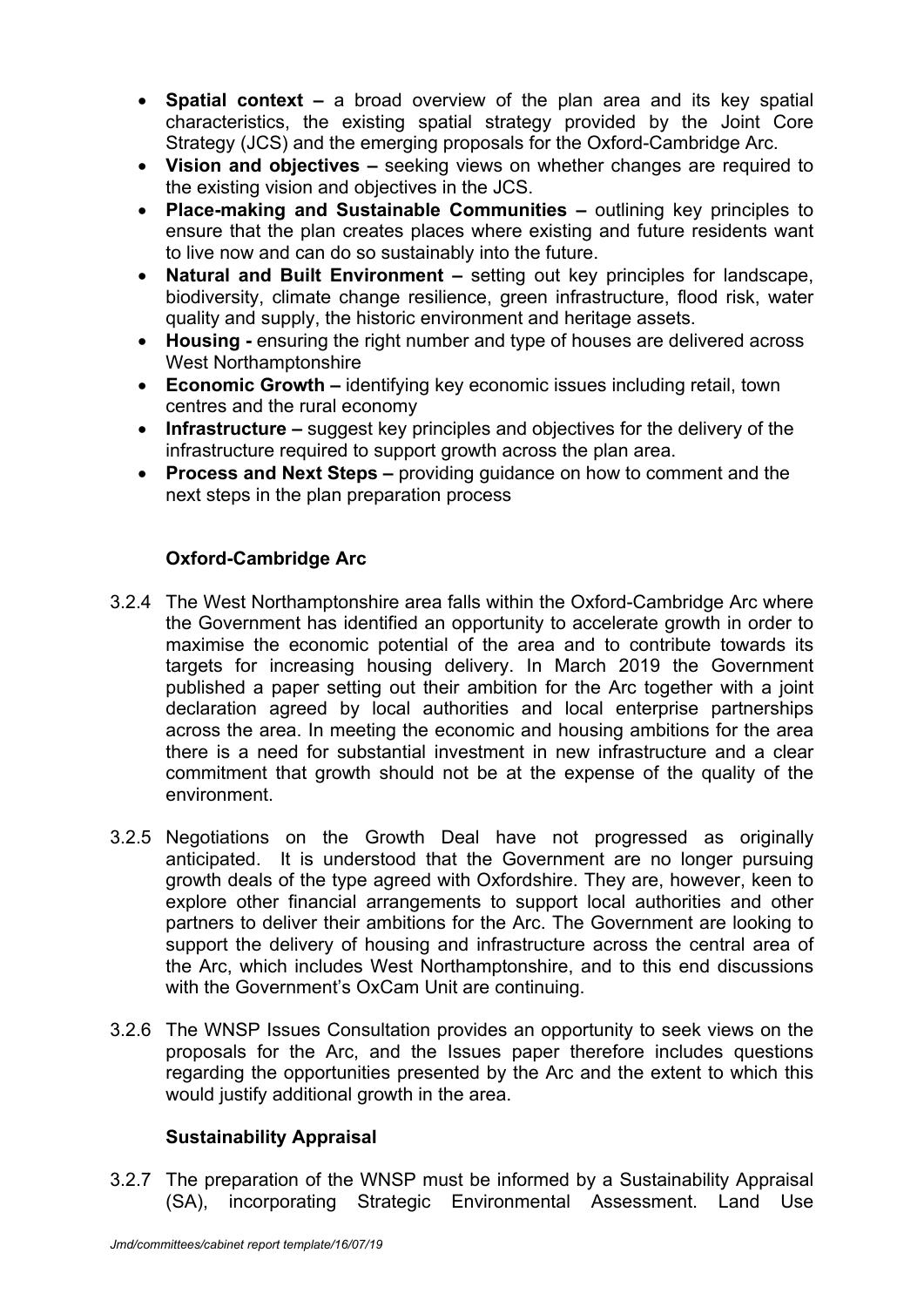- **Spatial context –** a broad overview of the plan area and its key spatial characteristics, the existing spatial strategy provided by the Joint Core Strategy (JCS) and the emerging proposals for the Oxford-Cambridge Arc.
- **Vision and objectives –** seeking views on whether changes are required to the existing vision and objectives in the JCS.
- **Place-making and Sustainable Communities –** outlining key principles to ensure that the plan creates places where existing and future residents want to live now and can do so sustainably into the future.
- **Natural and Built Environment –** setting out key principles for landscape, biodiversity, climate change resilience, green infrastructure, flood risk, water quality and supply, the historic environment and heritage assets.
- **Housing -** ensuring the right number and type of houses are delivered across West Northamptonshire
- **Economic Growth –** identifying key economic issues including retail, town centres and the rural economy
- **Infrastructure –** suggest key principles and objectives for the delivery of the infrastructure required to support growth across the plan area.
- **Process and Next Steps –** providing guidance on how to comment and the next steps in the plan preparation process

### Oxford-Cambridge Arc

3.2.4 The West Northamptonshire area falls within the Oxford-Cambridge Arc where the Government has identified an opportunity to accelerate growth in order to maximise the economic potential of the area and to contribute towards its targets for increasing housing delivery. In March 2019 the Government published a paper setting out their ambition for the Arc together with a joint declaration agreed by local authorities and local enterprise partnerships across the area. In meeting the economic and housing ambitions for the area there is a need for substantial investment in new infrastructure and a clear commitment that growth should not be at the expense of the quality of the environment.

3.2.5 Negotiations on the Growth Deal have not progressed as originally anticipated. It is understood that the Government are no longer pursuing growth deals of the type agreed with Oxfordshire. They are, however, keen to explore other financial arrangements to support local authorities and other partners to deliver their ambitions for the Arc. The Government are looking to support the delivery of housing and infrastructure across the central area of the Arc, which includes West Northamptonshire, and to this end discussions with the Government's OxCam Unit are continuing.

3.2.6 The WNSP Issues Consultation provides an opportunity to seek views on the proposals for the Arc, and the Issues paper therefore includes questions regarding the opportunities presented by the Arc and the extent to which this would justify additional growth in the area.

### Sustainability Appraisal

3.2.7 The preparation of the WNSP must be informed by a Sustainability Appraisal (SA), incorporating Strategic Environmental Assessment. Land Use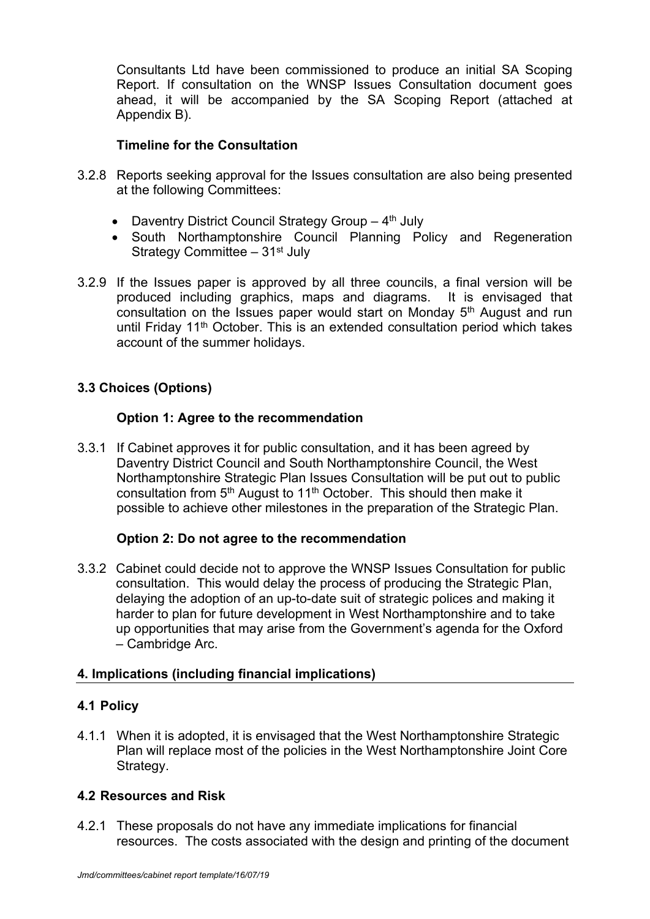Consultants Ltd have been commissioned to produce an initial SA Scoping Report. If consultation on the WNSP Issues Consultation document goes ahead, it will be accompanied by the SA Scoping Report (attached at Appendix B).

**Timeline for the Consultation**

3.2.8 Reports seeking approval for the Issues consultation are also being presented at the following Committees:

- Daventry District Council Strategy Group – 4th July
- South Northamptonshire Council Planning Policy and Regeneration Strategy Committee – 31st July

3.2.9 If the Issues paper is approved by all three councils, a final version will be produced including graphics, maps and diagrams. It is envisaged that consultation on the Issues paper would start on Monday 5th August and run until Friday 11th October. This is an extended consultation period which takes account of the summer holidays.

### 3.3 Choices (Options)

**Option 1: Agree to the recommendation**

3.3.1 If Cabinet approves it for public consultation, and it has been agreed by Daventry District Council and South Northamptonshire Council, the West Northamptonshire Strategic Plan Issues Consultation will be put out to public consultation from 5th August to 11th October. This should then make it possible to achieve other milestones in the preparation of the Strategic Plan.

**Option 2: Do not agree to the recommendation**

3.3.2 Cabinet could decide not to approve the WNSP Issues Consultation for public consultation. This would delay the process of producing the Strategic Plan, delaying the adoption of an up-to-date suit of strategic polices and making it harder to plan for future development in West Northamptonshire and to take up opportunities that may arise from the Government's agenda for the Oxford – Cambridge Arc.

## 4. Implications (including financial implications)

### 4.1 Policy

4.1.1 When it is adopted, it is envisaged that the West Northamptonshire Strategic Plan will replace most of the policies in the West Northamptonshire Joint Core Strategy.

### 4.2 Resources and Risk

4.2.1 These proposals do not have any immediate implications for financial resources. The costs associated with the design and printing of the document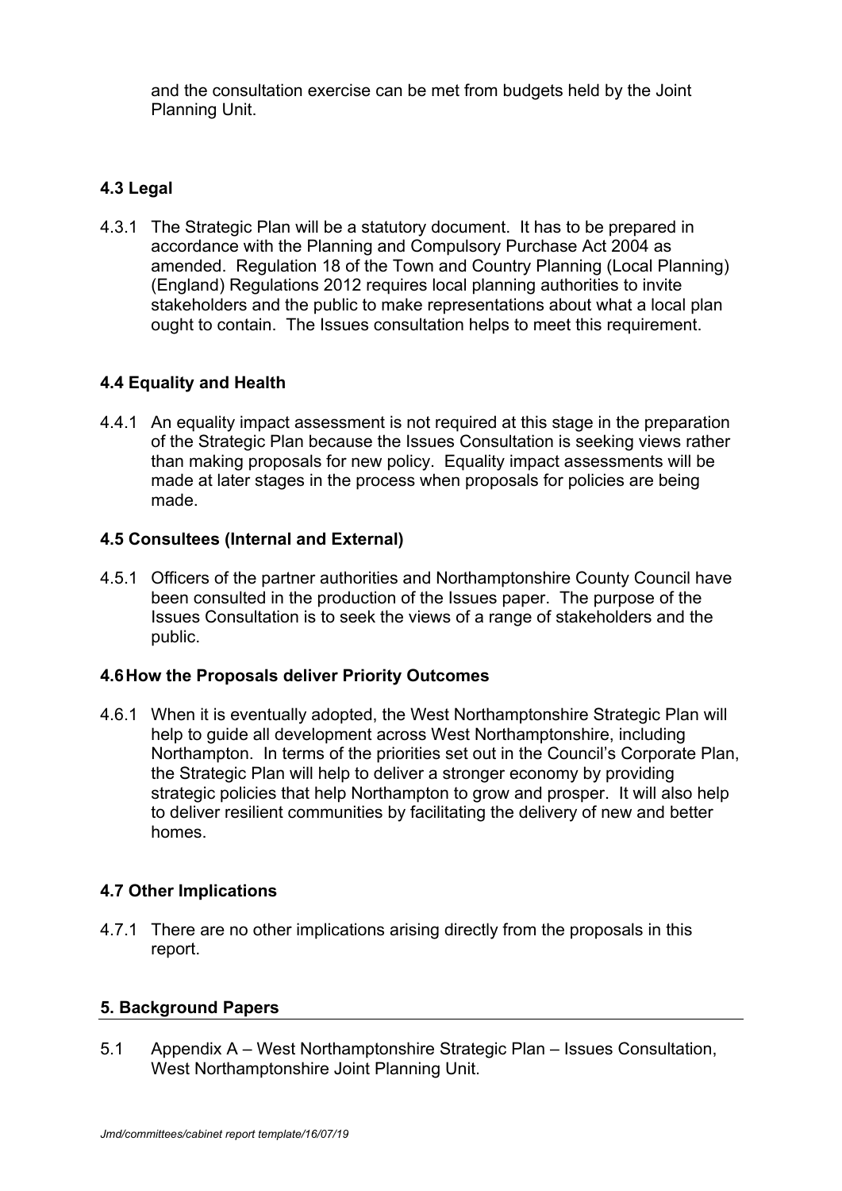and the consultation exercise can be met from budgets held by the Joint Planning Unit.

### 4.3 Legal

4.3.1 The Strategic Plan will be a statutory document. It has to be prepared in accordance with the Planning and Compulsory Purchase Act 2004 as amended. Regulation 18 of the Town and Country Planning (Local Planning) (England) Regulations 2012 requires local planning authorities to invite stakeholders and the public to make representations about what a local plan ought to contain. The Issues consultation helps to meet this requirement.

### 4.4 Equality and Health

4.4.1 An equality impact assessment is not required at this stage in the preparation of the Strategic Plan because the Issues Consultation is seeking views rather than making proposals for new policy. Equality impact assessments will be made at later stages in the process when proposals for policies are being made.

### 4.5 Consultees (Internal and External)

4.5.1 Officers of the partner authorities and Northamptonshire County Council have been consulted in the production of the Issues paper. The purpose of the Issues Consultation is to seek the views of a range of stakeholders and the public.

### 4.6 How the Proposals deliver Priority Outcomes

4.6.1 When it is eventually adopted, the West Northamptonshire Strategic Plan will help to guide all development across West Northamptonshire, including Northampton. In terms of the priorities set out in the Council's Corporate Plan, the Strategic Plan will help to deliver a stronger economy by providing strategic policies that help Northampton to grow and prosper. It will also help to deliver resilient communities by facilitating the delivery of new and better homes.

### 4.7 Other Implications

4.7.1 There are no other implications arising directly from the proposals in this report.

## 5. Background Papers

5.1 Appendix A – West Northamptonshire Strategic Plan – Issues Consultation, West Northamptonshire Joint Planning Unit.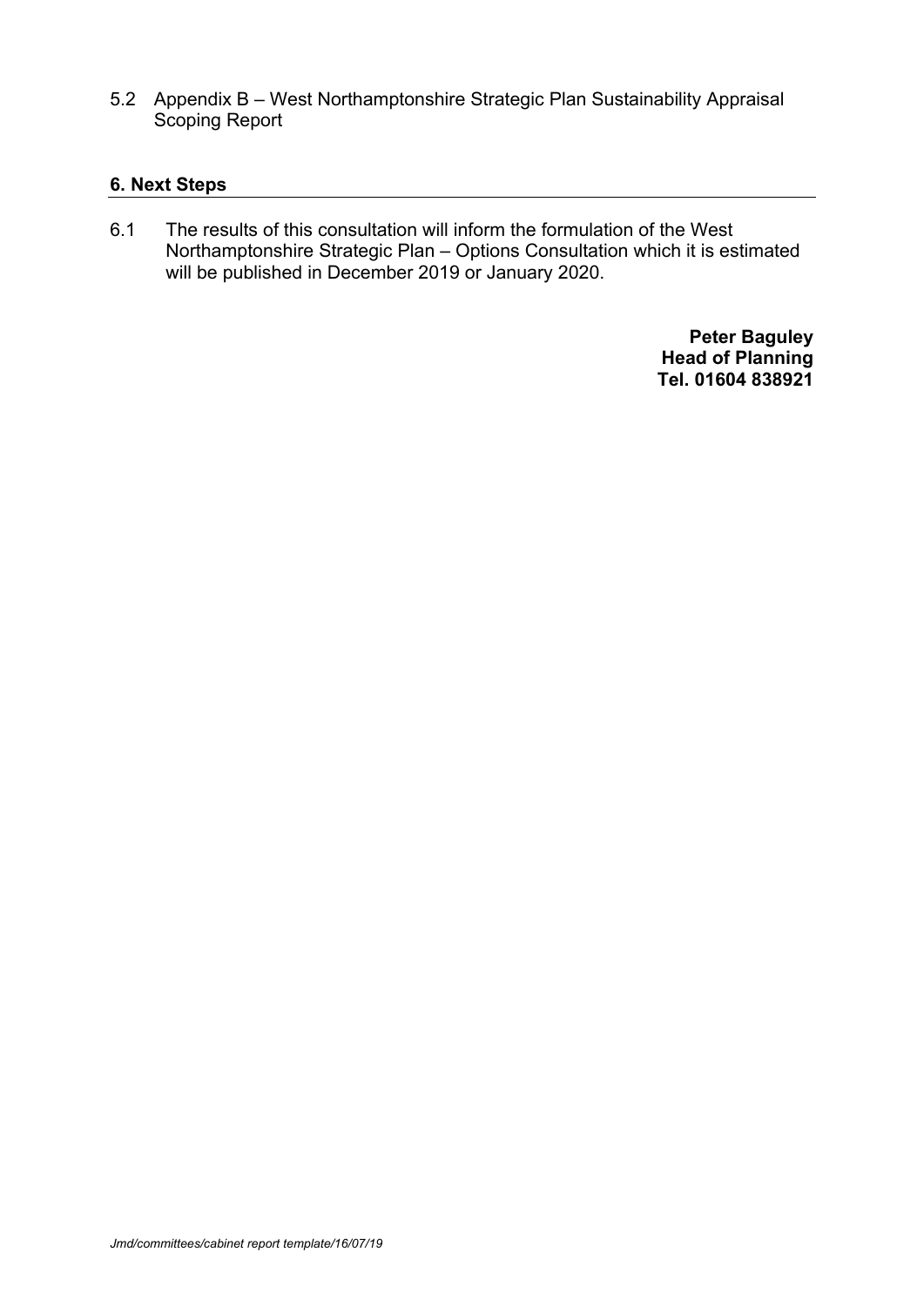5.2 Appendix B – West Northamptonshire Strategic Plan Sustainability Appraisal Scoping Report

## 6. Next Steps

6.1 The results of this consultation will inform the formulation of the West Northamptonshire Strategic Plan – Options Consultation which it is estimated will be published in December 2019 or January 2020.

**Peter Baguley**
**Head of Planning**
**Tel. 01604 838921**

*Jmd/committees/cabinet report template/16/07/19*